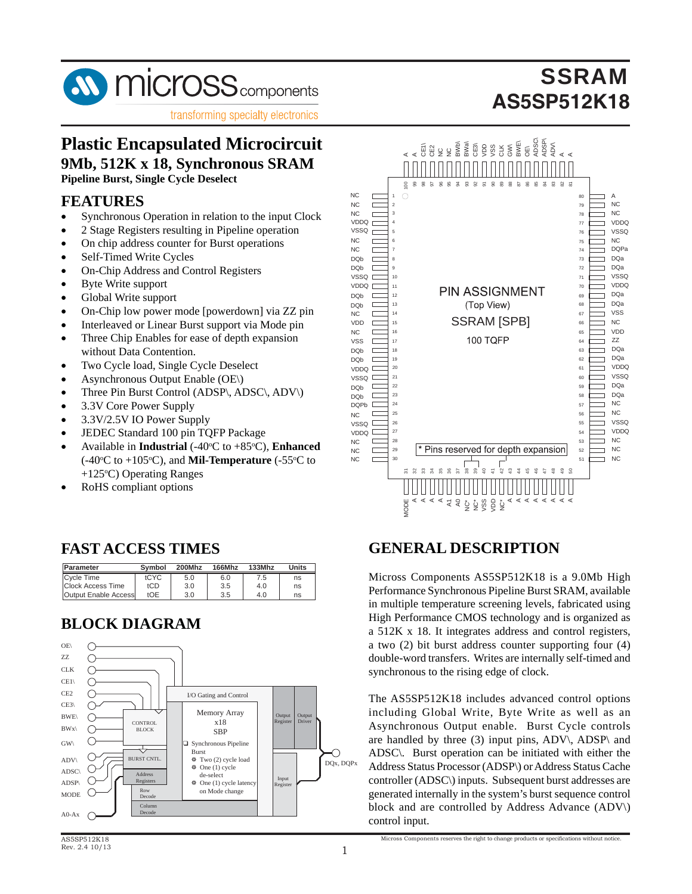# SSRAM AS5SP512K18

## Plastic Encapsulated Microcircuit

### 9Mb, 512K x 18, Synchronous SRAM

**Pipeline Burst, Single Cycle Deselect**

## FEATURES

- Synchronous Operation in relation to the input Clock
- 2 Stage Registers resulting in Pipeline operation
- On chip address counter for Burst operations
- Self-Timed Write Cycles
- On-Chip Address and Control Registers
- Byte Write support
- Global Write support
- On-Chip low power mode [powerdown] via ZZ pin
- Interleaved or Linear Burst support via Mode pin
- Three Chip Enables for ease of depth expansion without Data Contention.
- Two Cycle load, Single Cycle Deselect
- Asynchronous Output Enable (OE\)
- Three Pin Burst Control (ADSP\, ADSC\, ADV\)
- 3.3V Core Power Supply
- 3.3V/2.5V IO Power Supply
- JEDEC Standard 100 pin TQFP Package
- Available in **Industrial** (-40ºC to +85ºC), **Enhanced** (-40ºC to +105ºC), and **Mil-Temperature** (-55ºC to +125ºC) Operating Ranges
- RoHS compliant options

## FAST ACCESS TIMES

| Parameter | Symbol | 200Mhz | 166Mhz | 133Mhz | Units |
|---|---|---|---|---|---|
| Cycle Time | tCYC | 5.0 | 6.0 | 7.5 | ns |
| Clock Access Time | tCD | 3.0 | 3.5 | 4.0 | ns |
| Output Enable Access | tOE | 3.0 | 3.5 | 4.0 | ns |

## BLOCK DIAGRAM

Inputs: OE\, ZZ, CLK, CE1\, CE2, CE3\, BWE\, BWx\, GW\, ADV\, ADSC\, ADSP\, MODE, A0-Ax

Blocks: CONTROL BLOCK; BURST CNTL.; Address Registers; Row Decode; Column Decode; I/O Gating and Control; Memory Array x18 SBP; Output Register; Output Driver; Input Register

Output: DQx, DQPx

Synchronous Pipeline Burst
- Two (2) cycle load
- One (1) cycle de-select
- One (1) cycle latency on Mode change

## PIN ASSIGNMENT

(Top View)

SSRAM [SPB]

100 TQFP

| Pin | Name | Pin | Name |
|---|---|---|---|
| 1 | NC | 80 | A |
| 2 | NC | 79 | NC |
| 3 | NC | 78 | NC |
| 4 | VDDQ | 77 | VDDQ |
| 5 | VSSQ | 76 | VSSQ |
| 6 | NC | 75 | NC |
| 7 | NC | 74 | DQPa |
| 8 | DQb | 73 | DQa |
| 9 | DQb | 72 | DQa |
| 10 | VSSQ | 71 | VSSQ |
| 11 | VDDQ | 70 | VDDQ |
| 12 | DQb | 69 | DQa |
| 13 | DQb | 68 | DQa |
| 14 | NC | 67 | VSS |
| 15 | VDD | 66 | NC |
| 16 | NC | 65 | VDD |
| 17 | VSS | 64 | ZZ |
| 18 | DQb | 63 | DQa |
| 19 | DQb | 62 | DQa |
| 20 | VDDQ | 61 | VDDQ |
| 21 | VSSQ | 60 | VSSQ |
| 22 | DQb | 59 | DQa |
| 23 | DQb | 58 | DQa |
| 24 | DQPb | 57 | NC |
| 25 | NC | 56 | NC |
| 26 | VSSQ | 55 | VSSQ |
| 27 | VDDQ | 54 | VDDQ |
| 28 | NC | 53 | NC |
| 29 | NC | 52 | NC |
| 30 | NC | 51 | NC |

| Pin | Name | Pin | Name |
|---|---|---|---|
| 31 | MODE | 100 | A |
| 32 | A | 99 | A |
| 33 | A | 98 | CE1\ |
| 34 | A | 97 | CE2 |
| 35 | A | 96 | NC |
| 36 | A1 | 95 | NC |
| 37 | A0 | 94 | BWb\ |
| 38 | NC* | 93 | BWa\ |
| 39 | NC* | 92 | CE3\ |
| 40 | VSS | 91 | VDD |
| 41 | VDD | 90 | VSS |
| 42 | NC* | 89 | CLK |
| 43 | A | 88 | GW\ |
| 44 | A | 87 | BWE\ |
| 45 | A | 86 | OE\ |
| 46 | A | 85 | ADSC\ |
| 47 | A | 84 | ADSP\ |
| 48 | A | 83 | ADV\ |
| 49 | A | 82 | A |
| 50 | A | 81 | A |

\* Pins reserved for depth expansion

## GENERAL DESCRIPTION

Micross Components AS5SP512K18 is a 9.0Mb High Performance Synchronous Pipeline Burst SRAM, available in multiple temperature screening levels, fabricated using High Performance CMOS technology and is organized as a 512K x 18. It integrates address and control registers, a two (2) bit burst address counter supporting four (4) double-word transfers. Writes are internally self-timed and synchronous to the rising edge of clock.

The AS5SP512K18 includes advanced control options including Global Write, Byte Write as well as an Asynchronous Output enable. Burst Cycle controls are handled by three (3) input pins, ADV\, ADSP\ and ADSC\. Burst operation can be initiated with either the Address Status Processor (ADSP\) or Address Status Cache controller (ADSC\) inputs. Subsequent burst addresses are generated internally in the system's burst sequence control block and are controlled by Address Advance (ADV\) control input.

AS5SP512K18
Rev. 2.4 10/13

Micross Components reserves the right to change products or specifications without notice.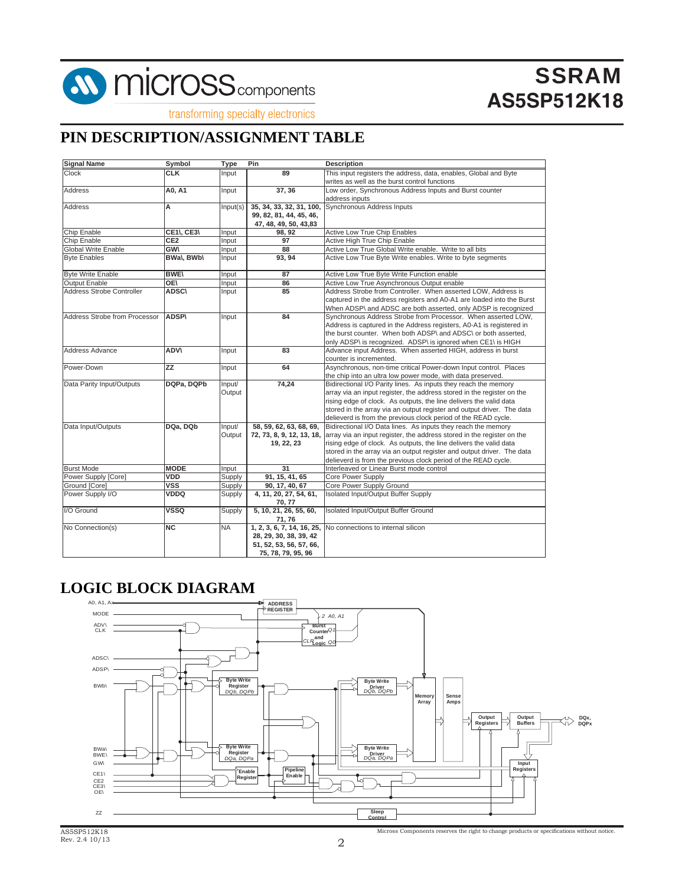## PIN DESCRIPTION/ASSIGNMENT TABLE

| Signal Name | Symbol | Type | Pin | Description |
|---|---|---|---|---|
| Clock | **CLK** | Input | **89** | This input registers the address, data, enables, Global and Byte writes as well as the burst control functions |
| Address | **A0, A1** | Input | **37, 36** | Low order, Synchronous Address Inputs and Burst counter address inputs |
| Address | **A** | Input(s) | **35, 34, 33, 32, 31, 100, 99, 82, 81, 44, 45, 46, 47, 48, 49, 50, 43,83** | Synchronous Address Inputs |
| Chip Enable | **CE1\, CE3\** | Input | **98, 92** | Active Low True Chip Enables |
| Chip Enable | **CE2** | Input | **97** | Active High True Chip Enable |
| Global Write Enable | **GW\** | Input | **88** | Active Low True Global Write enable. Write to all bits |
| Byte Enables | **BWa\, BWb\** | Input | **93, 94** | Active Low True Byte Write enables. Write to byte segments |
| Byte Write Enable | **BWE\** | Input | **87** | Active Low True Byte Write Function enable |
| Output Enable | **OE\** | Input | **86** | Active Low True Asynchronous Output enable |
| Address Strobe Controller | **ADSC\** | Input | **85** | Address Strobe from Controller. When asserted LOW, Address is captured in the address registers and A0-A1 are loaded into the Burst When ADSP\ and ADSC are both asserted, only ADSP is recognized |
| Address Strobe from Processor | **ADSP\** | Input | **84** | Synchronous Address Strobe from Processor. When asserted LOW, Address is captured in the Address register, A0-A1 is registered in the burst counter. When both ADSP\ and ADSC\ or both asserted, only ADSP\ is recognized. ADSP\ is ignored when CE1\ is HIGH |
| Address Advance | **ADV\** | Input | **83** | Advance input Address. When asserted HIGH, address in burst counter is incremented. |
| Power-Down | **ZZ** | Input | **64** | Asynchronous, Non-time critical Power-down Input control. Places the chip into an ultra low power mode, with data preserved. |
| Data Parity Input/Outputs | **DQPa, DQPb** | Input/ Output | **74,24** | Bidirectional I/O Parity lines. As inputs they reach the memory array via an input register, the address stored in the register on the rising edge of clock. As outputs, the line delivers the valid data stored in the array via an output register and output driver. The data delievered is from the previous clock period of the READ cycle. |
| Data Input/Outputs | **DQa, DQb** | Input/ Output | **58, 59, 62, 63, 68, 69, 72, 73, 8, 9, 12, 13, 18, 19, 22, 23** | Bidirectional I/O Data lines. As inputs they reach the memory array via an input register, the address stored in the register on the rising edge of clock. As outputs, the line delivers the valid data stored in the array via an output register and output driver. The data delievered is from the previous clock period of the READ cycle. |
| Burst Mode | **MODE** | Input | **31** | Interleaved or Linear Burst mode control |
| Power Supply [Core] | **VDD** | Supply | **91, 15, 41, 65** | Core Power Supply |
| Ground [Core] | **VSS** | Supply | **90, 17, 40, 67** | Core Power Supply Ground |
| Power Supply I/O | **VDDQ** | Supply | **4, 11, 20, 27, 54, 61, 70, 77** | Isolated Input/Output Buffer Supply |
| I/O Ground | **VSSQ** | Supply | **5, 10, 21, 26, 55, 60, 71, 76** | Isolated Input/Output Buffer Ground |
| No Connection(s) | **NC** | NA | **1, 2, 3, 6, 7, 14, 16, 25, 28, 29, 30, 38, 39, 42 51, 52, 53, 56, 57, 66, 75, 78, 79, 95, 96** | No connections to internal silicon |

## LOGIC BLOCK DIAGRAM

A0, A1, Ax
MODE
ADV\
CLK
ADSC\
ADSP\
BWb\
BWa\
BWE\
GW\
CE1\
CE2
CE3\
OE\
ZZ

ADDRESS REGISTER
2 A0, A1
Burst Counter and Logic
CLR Q1 Q0
Byte Write Register DQb, DQPb
Byte Write Register DQa, DQPa
Byte Write Driver DQb, DQPb
Byte Write Driver DQa, DQPa
Memory Array
Sense Amps
Output Registers
Output Buffers
DQx, DQPx
Input Registers
Enable Register
Pipeline Enable
Sleep Control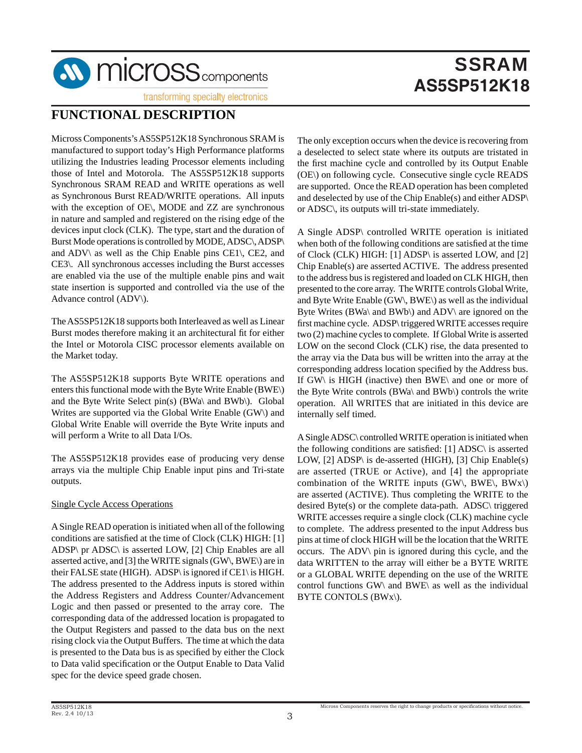# FUNCTIONAL DESCRIPTION

Micross Components's AS5SP512K18 Synchronous SRAM is manufactured to support today's High Performance platforms utilizing the Industries leading Processor elements including those of Intel and Motorola. The AS5SP512K18 supports Synchronous SRAM READ and WRITE operations as well as Synchronous Burst READ/WRITE operations. All inputs with the exception of OE\, MODE and ZZ are synchronous in nature and sampled and registered on the rising edge of the devices input clock (CLK). The type, start and the duration of Burst Mode operations is controlled by MODE, ADSC\, ADSP\ and ADV\ as well as the Chip Enable pins CE1\, CE2, and CE3\. All synchronous accesses including the Burst accesses are enabled via the use of the multiple enable pins and wait state insertion is supported and controlled via the use of the Advance control (ADV\).

The AS5SP512K18 supports both Interleaved as well as Linear Burst modes therefore making it an architectural fit for either the Intel or Motorola CISC processor elements available on the Market today.

The AS5SP512K18 supports Byte WRITE operations and enters this functional mode with the Byte Write Enable (BWE\) and the Byte Write Select pin(s) (BWa\ and BWb\). Global Writes are supported via the Global Write Enable (GW\) and Global Write Enable will override the Byte Write inputs and will perform a Write to all Data I/Os.

The AS5SP512K18 provides ease of producing very dense arrays via the multiple Chip Enable input pins and Tri-state outputs.

Single Cycle Access Operations

A Single READ operation is initiated when all of the following conditions are satisfied at the time of Clock (CLK) HIGH: [1] ADSP\ pr ADSC\ is asserted LOW, [2] Chip Enables are all asserted active, and [3] the WRITE signals (GW\, BWE\) are in their FALSE state (HIGH). ADSP\ is ignored if CE1\ is HIGH. The address presented to the Address inputs is stored within the Address Registers and Address Counter/Advancement Logic and then passed or presented to the array core. The corresponding data of the addressed location is propagated to the Output Registers and passed to the data bus on the next rising clock via the Output Buffers. The time at which the data is presented to the Data bus is as specified by either the Clock to Data valid specification or the Output Enable to Data Valid spec for the device speed grade chosen.

The only exception occurs when the device is recovering from a deselected to select state where its outputs are tristated in the first machine cycle and controlled by its Output Enable (OE\) on following cycle. Consecutive single cycle READS are supported. Once the READ operation has been completed and deselected by use of the Chip Enable(s) and either ADSP\ or ADSC\, its outputs will tri-state immediately.

A Single ADSP\ controlled WRITE operation is initiated when both of the following conditions are satisfied at the time of Clock (CLK) HIGH: [1] ADSP\ is asserted LOW, and [2] Chip Enable(s) are asserted ACTIVE. The address presented to the address bus is registered and loaded on CLK HIGH, then presented to the core array. The WRITE controls Global Write, and Byte Write Enable (GW\, BWE\) as well as the individual Byte Writes (BWa\ and BWb\) and ADV\ are ignored on the first machine cycle. ADSP\ triggered WRITE accesses require two (2) machine cycles to complete. If Global Write is asserted LOW on the second Clock (CLK) rise, the data presented to the array via the Data bus will be written into the array at the corresponding address location specified by the Address bus. If GW\ is HIGH (inactive) then BWE\ and one or more of the Byte Write controls (BWa\ and BWb\) controls the write operation. All WRITES that are initiated in this device are internally self timed.

A Single ADSC\ controlled WRITE operation is initiated when the following conditions are satisfied: [1] ADSC\ is asserted LOW, [2] ADSP\ is de-asserted (HIGH), [3] Chip Enable(s) are asserted (TRUE or Active), and [4] the appropriate combination of the WRITE inputs (GW\, BWE\, BWx\) are asserted (ACTIVE). Thus completing the WRITE to the desired Byte(s) or the complete data-path. ADSC\ triggered WRITE accesses require a single clock (CLK) machine cycle to complete. The address presented to the input Address bus pins at time of clock HIGH will be the location that the WRITE occurs. The ADV\ pin is ignored during this cycle, and the data WRITTEN to the array will either be a BYTE WRITE or a GLOBAL WRITE depending on the use of the WRITE control functions GW\ and BWE\ as well as the individual BYTE CONTOLS (BWx\).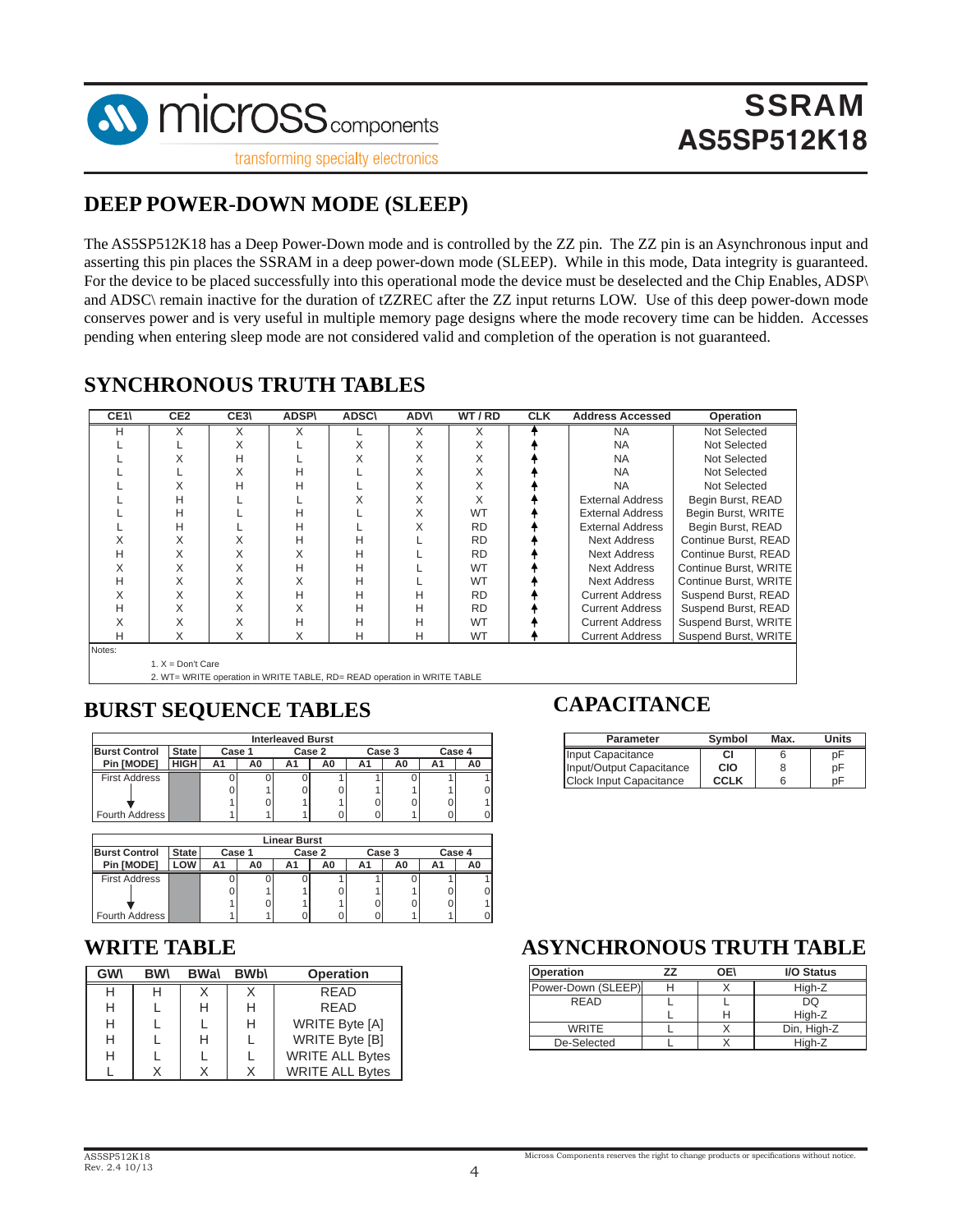## DEEP POWER-DOWN MODE (SLEEP)

The AS5SP512K18 has a Deep Power-Down mode and is controlled by the ZZ pin. The ZZ pin is an Asynchronous input and asserting this pin places the SSRAM in a deep power-down mode (SLEEP). While in this mode, Data integrity is guaranteed. For the device to be placed successfully into this operational mode the device must be deselected and the Chip Enables, ADSP\ and ADSC\ remain inactive for the duration of tZZREC after the ZZ input returns LOW. Use of this deep power-down mode conserves power and is very useful in multiple memory page designs where the mode recovery time can be hidden. Accesses pending when entering sleep mode are not considered valid and completion of the operation is not guaranteed.

## SYNCHRONOUS TRUTH TABLES

| CE1\ | CE2 | CE3\ | ADSP\ | ADSC\ | ADV\ | WT / RD | CLK | Address Accessed | Operation |
|---|---|---|---|---|---|---|---|---|---|
| H | X | X | X | L | X | X | ↑ | NA | Not Selected |
| L | L | X | L | X | X | X | ↑ | NA | Not Selected |
| L | X | H | L | X | X | X | ↑ | NA | Not Selected |
| L | L | X | H | L | X | X | ↑ | NA | Not Selected |
| L | X | H | H | L | X | X | ↑ | NA | Not Selected |
| L | H | L | L | X | X | X | ↑ | External Address | Begin Burst, READ |
| L | H | L | H | L | X | WT | ↑ | External Address | Begin Burst, WRITE |
| L | H | L | H | L | X | RD | ↑ | External Address | Begin Burst, READ |
| X | X | X | H | H | L | RD | ↑ | Next Address | Continue Burst, READ |
| H | X | X | X | H | L | RD | ↑ | Next Address | Continue Burst, READ |
| X | X | X | H | H | L | WT | ↑ | Next Address | Continue Burst, WRITE |
| H | X | X | X | H | L | WT | ↑ | Next Address | Continue Burst, WRITE |
| X | X | X | H | H | H | RD | ↑ | Current Address | Suspend Burst, READ |
| H | X | X | X | H | H | RD | ↑ | Current Address | Suspend Burst, READ |
| X | X | X | H | H | H | WT | ↑ | Current Address | Suspend Burst, WRITE |
| H | X | X | X | H | H | WT | ↑ | Current Address | Suspend Burst, WRITE |

Notes:

1. X = Don't Care
2. WT= WRITE operation in WRITE TABLE, RD= READ operation in WRITE TABLE

## BURST SEQUENCE TABLES

| Interleaved Burst | | | | | | | | | | |
|---|---|---|---|---|---|---|---|---|---|---|
| **Burst Control** | **State** | **Case 1** | | **Case 2** | | **Case 3** | | **Case 4** | | |
| **Pin [MODE]** | **HIGH** | **A1** | **A0** | **A1** | **A0** | **A1** | **A0** | **A1** | **A0** | |
| First Address | | 0 | 0 | 0 | 1 | 1 | 0 | 1 | 1 | |
| | | 0 | 1 | 0 | 0 | 1 | 1 | 1 | 0 | |
| ↓ | | 1 | 0 | 1 | 1 | 0 | 0 | 0 | 1 | |
| Fourth Address | | 1 | 1 | 1 | 0 | 0 | 1 | 0 | 0 | |

| Linear Burst | | | | | | | | | |
|---|---|---|---|---|---|---|---|---|---|
| **Burst Control** | **State** | **Case 1** | | **Case 2** | | **Case 3** | | **Case 4** | |
| **Pin [MODE]** | **LOW** | **A1** | **A0** | **A1** | **A0** | **A1** | **A0** | **A1** | **A0** |
| First Address | | 0 | 0 | 0 | 1 | 1 | 0 | 1 | 1 |
| | | 0 | 1 | 1 | 0 | 1 | 1 | 0 | 0 |
| ↓ | | 1 | 0 | 1 | 1 | 0 | 0 | 0 | 1 |
| Fourth Address | | 1 | 1 | 0 | 0 | 0 | 1 | 1 | 0 |

## CAPACITANCE

| Parameter | Symbol | Max. | Units |
|---|---|---|---|
| Input Capacitance | **CI** | 6 | pF |
| Input/Output Capacitance | **CIO** | 8 | pF |
| Clock Input Capacitance | **CCLK** | 6 | pF |

## WRITE TABLE

| GW\ | BW\ | BWa\ | BWb\ | Operation |
|---|---|---|---|---|
| H | H | X | X | READ |
| H | L | H | H | READ |
| H | L | L | H | WRITE Byte [A] |
| H | L | H | L | WRITE Byte [B] |
| H | L | L | L | WRITE ALL Bytes |
| L | X | X | X | WRITE ALL Bytes |

## ASYNCHRONOUS TRUTH TABLE

| Operation | ZZ | OE\ | I/O Status |
|---|---|---|---|
| Power-Down (SLEEP) | H | X | High-Z |
| READ | L | L | DQ |
| | L | H | High-Z |
| WRITE | L | X | Din, High-Z |
| De-Selected | L | X | High-Z |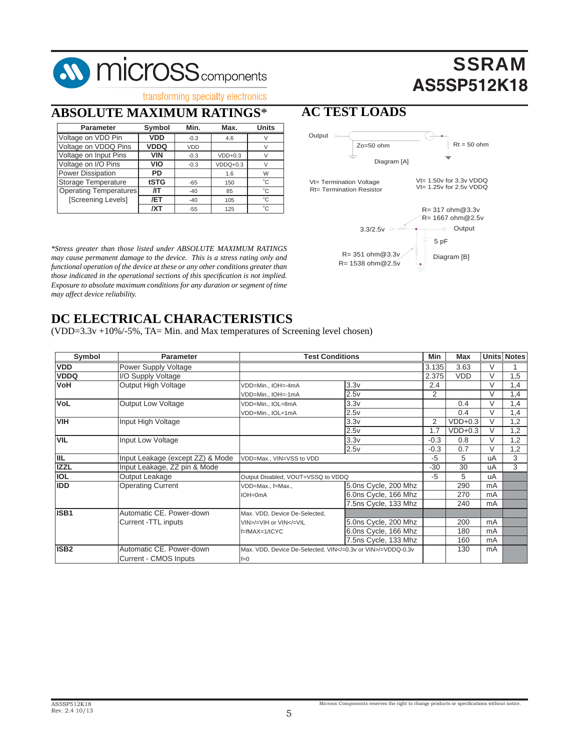## ABSOLUTE MAXIMUM RATINGS*

| Parameter | Symbol | Min. | Max. | Units |
|---|---|---|---|---|
| Voltage on VDD Pin | VDD | -0.3 | 4.6 | V |
| Voltage on VDDQ Pins | VDDQ | VDD | | V |
| Voltage on Input Pins | VIN | -0.3 | VDD+0.3 | V |
| Voltage on I/O Pins | VIO | -0.3 | VDDQ+0.3 | V |
| Power Dissipation | PD | | 1.6 | W |
| Storage Temperature | tSTG | -65 | 150 | °C |
| Operating Temperatures [Screening Levels] | /IT | -40 | 85 | °C |
| | /ET | -40 | 105 | °C |
| | /XT | -55 | 125 | °C |

*\*Stress greater than those listed under ABSOLUTE MAXIMUM RATINGS may cause permanent damage to the device. This is a stress rating only and functional operation of the device at these or any other conditions greater than those indicated in the operational sections of this specification is not implied. Exposure to absolute maximum conditions for any duration or segment of time may affect device reliability.*

## AC TEST LOADS

Output — Zo=50 ohm — Rt = 50 ohm

Diagram [A]

Vt= Termination Voltage
Rt= Termination Resistor

Vt= 1.50v for 3.3v VDDQ
Vt= 1.25v for 2.5v VDDQ

3.3/2.5v — R= 317 ohm@3.3v, R= 1667 ohm@2.5v — Output — 5 pF — R= 351 ohm@3.3v, R= 1538 ohm@2.5v

Diagram [B]

## DC ELECTRICAL CHARACTERISTICS

(VDD=3.3v +10%/-5%, TA= Min. and Max temperatures of Screening level chosen)

| Symbol | Parameter | Test Conditions | | Min | Max | Units | Notes |
|---|---|---|---|---|---|---|---|
| VDD | Power Supply Voltage | | | 3.135 | 3.63 | V | 1 |
| VDDQ | I/O Supply Voltage | | | 2.375 | VDD | V | 1,5 |
| VoH | Output High Voltage | VDD=Min., IOH=-4mA | 3.3v | 2.4 | | V | 1,4 |
| | | VDD=Min., IOH=-1mA | 2.5v | 2 | | V | 1,4 |
| VoL | Output Low Voltage | VDD=Min., IOL=8mA | 3.3v | | 0.4 | V | 1,4 |
| | | VDD=Min., IOL=1mA | 2.5v | | 0.4 | V | 1,4 |
| VIH | Input High Voltage | | 3.3v | 2 | VDD+0.3 | V | 1,2 |
| | | | 2.5v | 1.7 | VDD+0.3 | V | 1,2 |
| VIL | Input Low Voltage | | 3.3v | -0.3 | 0.8 | V | 1,2 |
| | | | 2.5v | -0.3 | 0.7 | V | 1,2 |
| IIL | Input Leakage (except ZZ) & Mode | VDD=Max., VIN=VSS to VDD | | -5 | 5 | uA | 3 |
| IZZL | Input Leakage, ZZ pin & Mode | | | -30 | 30 | uA | 3 |
| IOL | Output Leakage | Output Disabled, VOUT=VSSQ to VDDQ | | -5 | 5 | uA | |
| IDD | Operating Current | VDD=Max., f=Max., IOH=0mA | 5.0ns Cycle, 200 Mhz | | 290 | mA | |
| | | | 6.0ns Cycle, 166 Mhz | | 270 | mA | |
| | | | 7.5ns Cycle, 133 Mhz | | 240 | mA | |
| ISB1 | Automatic CE. Power-down Current -TTL inputs | Max. VDD, Device De-Selected, VIN>/=VIH or VIN</=VIL f=fMAX=1/tCYC | | | | | |
| | | | 5.0ns Cycle, 200 Mhz | | 200 | mA | |
| | | | 6.0ns Cycle, 166 Mhz | | 180 | mA | |
| | | | 7.5ns Cycle, 133 Mhz | | 160 | mA | |
| ISB2 | Automatic CE. Power-down Current - CMOS Inputs | Max. VDD, Device De-Selected, VIN</=0.3v or VIN>/=VDDQ-0.3v f=0 | | | 130 | mA | |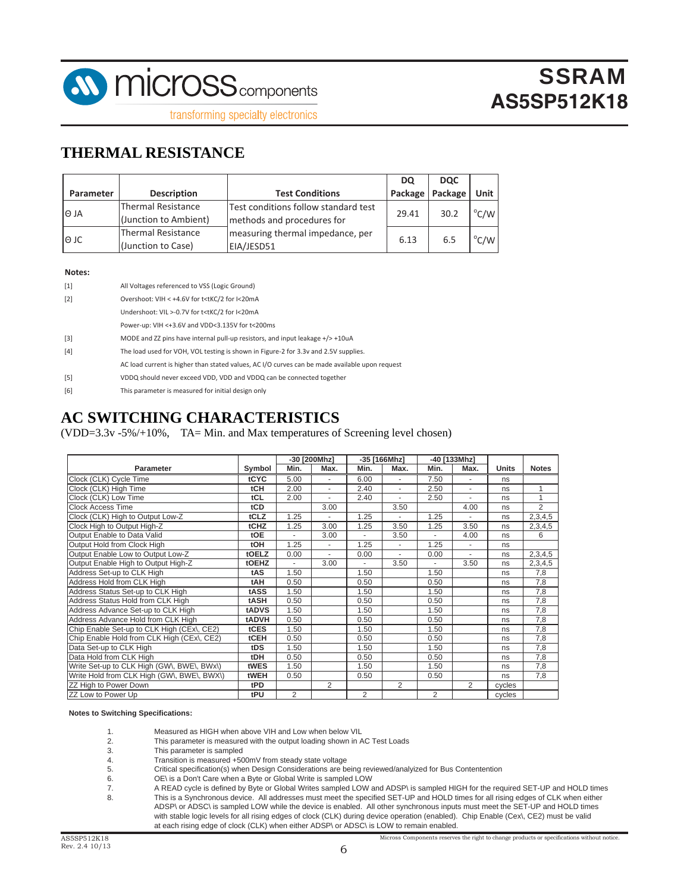## THERMAL RESISTANCE

| Parameter | Description | Test Conditions | DQ Package | DQC Package | Unit |
|---|---|---|---|---|---|
| Θ JA | Thermal Resistance (Junction to Ambient) | Test conditions follow standard test methods and procedures for | 29.41 | 30.2 | °C/W |
| Θ JC | Thermal Resistance (Junction to Case) | measuring thermal impedance, per EIA/JESD51 | 6.13 | 6.5 | °C/W |

**Notes:**

[1] All Voltages referenced to VSS (Logic Ground)

[2] Overshoot: VIH < +4.6V for t<tKC/2 for I<20mA

Undershoot: VIL >-0.7V for t<tKC/2 for I<20mA

Power-up: VIH <+3.6V and VDD<3.135V for t<200ms

[3] MODE and ZZ pins have internal pull-up resistors, and input leakage +/> +10uA

[4] The load used for VOH, VOL testing is shown in Figure-2 for 3.3v and 2.5V supplies.

AC load current is higher than stated values, AC I/O curves can be made available upon request

[5] VDDQ should never exceed VDD, VDD and VDDQ can be connected together

[6] This parameter is measured for initial design only

## AC SWITCHING CHARACTERISTICS

(VDD=3.3v -5%/+10%, TA= Min. and Max temperatures of Screening level chosen)

| Parameter | Symbol | -30 [200Mhz] | | -35 [166Mhz] | | -40 [133Mhz] | | Units | Notes |
|---|---|---|---|---|---|---|---|---|---|
| | | Min. | Max. | Min. | Max. | Min. | Max. | | |
| Clock (CLK) Cycle Time | tCYC | 5.00 | - | 6.00 | - | 7.50 | - | ns | |
| Clock (CLK) High Time | tCH | 2.00 | - | 2.40 | - | 2.50 | - | ns | 1 |
| Clock (CLK) Low Time | tCL | 2.00 | - | 2.40 | - | 2.50 | - | ns | 1 |
| Clock Access Time | tCD | | 3.00 | | 3.50 | | 4.00 | ns | 2 |
| Clock (CLK) High to Output Low-Z | tCLZ | 1.25 | - | 1.25 | - | 1.25 | - | ns | 2,3,4,5 |
| Clock High to Output High-Z | tCHZ | 1.25 | 3.00 | 1.25 | 3.50 | 1.25 | 3.50 | ns | 2,3,4,5 |
| Output Enable to Data Valid | tOE | - | 3.00 | - | 3.50 | - | 4.00 | ns | 6 |
| Output Hold from Clock High | tOH | 1.25 | - | 1.25 | - | 1.25 | - | ns | |
| Output Enable Low to Output Low-Z | tOELZ | 0.00 | - | 0.00 | - | 0.00 | - | ns | 2,3,4,5 |
| Output Enable High to Output High-Z | tOEHZ | - | 3.00 | - | 3.50 | - | 3.50 | ns | 2,3,4,5 |
| Address Set-up to CLK High | tAS | 1.50 | | 1.50 | | 1.50 | | ns | 7,8 |
| Address Hold from CLK High | tAH | 0.50 | | 0.50 | | 0.50 | | ns | 7,8 |
| Address Status Set-up to CLK High | tASS | 1.50 | | 1.50 | | 1.50 | | ns | 7,8 |
| Address Status Hold from CLK High | tASH | 0.50 | | 0.50 | | 0.50 | | ns | 7,8 |
| Address Advance Set-up to CLK High | tADVS | 1.50 | | 1.50 | | 1.50 | | ns | 7,8 |
| Address Advance Hold from CLK High | tADVH | 0.50 | | 0.50 | | 0.50 | | ns | 7,8 |
| Chip Enable Set-up to CLK High (CEx\, CE2) | tCES | 1.50 | | 1.50 | | 1.50 | | ns | 7,8 |
| Chip Enable Hold from CLK High (CEx\, CE2) | tCEH | 0.50 | | 0.50 | | 0.50 | | ns | 7,8 |
| Data Set-up to CLK High | tDS | 1.50 | | 1.50 | | 1.50 | | ns | 7,8 |
| Data Hold from CLK High | tDH | 0.50 | | 0.50 | | 0.50 | | ns | 7,8 |
| Write Set-up to CLK High (GW\, BWE\, BWx\) | tWES | 1.50 | | 1.50 | | 1.50 | | ns | 7,8 |
| Write Hold from CLK High (GW\, BWE\, BWX\) | tWEH | 0.50 | | 0.50 | | 0.50 | | ns | 7,8 |
| ZZ High to Power Down | tPD | | 2 | | 2 | | 2 | cycles | |
| ZZ Low to Power Up | tPU | 2 | | 2 | | 2 | | cycles | |

**Notes to Switching Specifications:**

1. Measured as HIGH when above VIH and Low when below VIL
2. This parameter is measured with the output loading shown in AC Test Loads
3. This parameter is sampled
4. Transition is measured +500mV from steady state voltage
5. Critical specification(s) when Design Considerations are being reviewed/analyized for Bus Contentention
6. OE\ is a Don't Care when a Byte or Global Write is sampled LOW
7. A READ cycle is defined by Byte or Global Writes sampled LOW and ADSP\ is sampled HIGH for the required SET-UP and HOLD times
8. This is a Synchronous device. All addresses must meet the specified SET-UP and HOLD times for all rising edges of CLK when either ADSP\ or ADSC\ is sampled LOW while the device is enabled. All other synchronous inputs must meet the SET-UP and HOLD times with stable logic levels for all rising edges of clock (CLK) during device operation (enabled). Chip Enable (Cex\, CE2) must be valid at each rising edge of clock (CLK) when either ADSP\ or ADSC\ is LOW to remain enabled.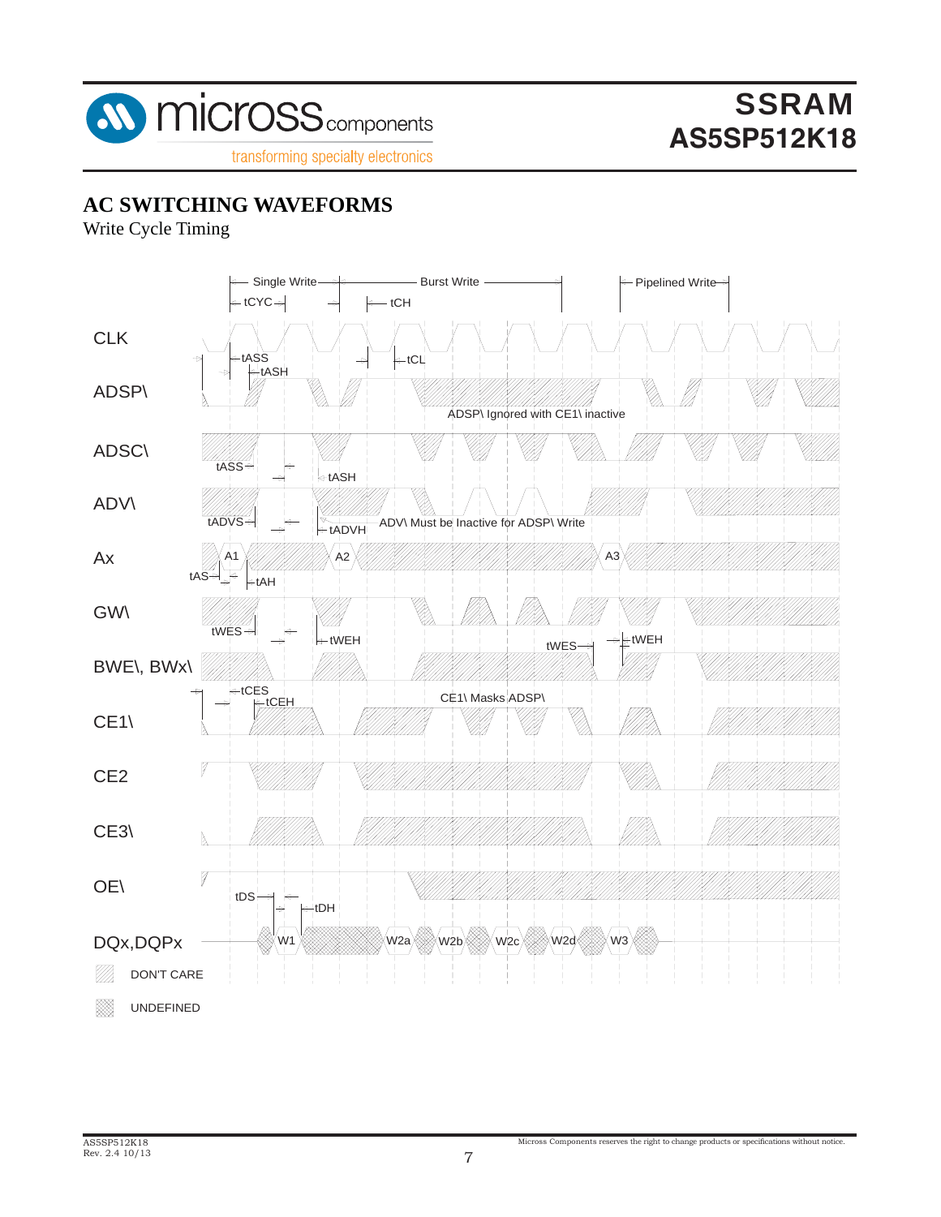## AC SWITCHING WAVEFORMS

Write Cycle Timing

Single Write — Burst Write — Pipelined Write

tCYC — tCH

CLK

tASS — tASH — tCL

ADSP\

ADSP\ Ignored with CE1\ inactive

ADSC\

tASS — tASH

ADV\

tADVS — tADVH — ADV\ Must be Inactive for ADSP\ Write

Ax

A1 — A2 — A3

tAS — tAH

GW\

tWES — tWEH — tWES — tWEH

BWE\, BWx\

tCES — tCEH — CE1\ Masks ADSP\

CE1\

CE2

CE3\

OE\

tDS — tDH

DQx,DQPx

W1 — W2a — W2b — W2c — W2d — W3

DON'T CARE

UNDEFINED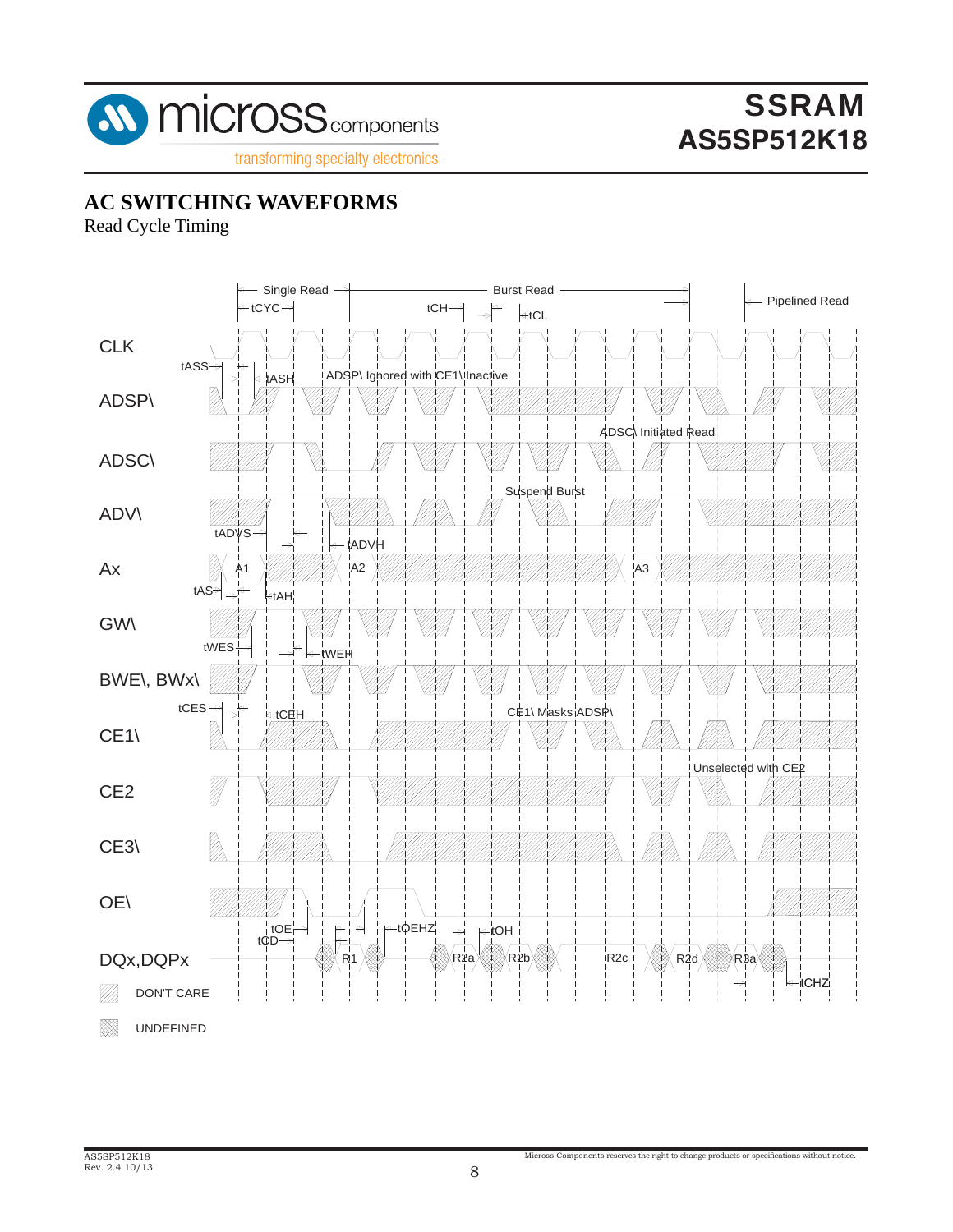## AC SWITCHING WAVEFORMS

Read Cycle Timing

Single Read — Burst Read — Pipelined Read

tCYC, tCH, tCL

CLK

tASS, tASH

ADSP\ — ADSP\ Ignored with CE1\ Inactive

ADSC\ — ADSC\ Initiated Read

ADV\ — Suspend Burst

tADVS, tADVH

Ax — A1, A2, A3

tAS, tAH

GW\

tWES, tWEH

BWE\, BWx\

tCES, tCEH

CE1\ — CE1\ Masks ADSP\

CE2 — Unselected with CE2

CE3\

OE\

tOE, tCD, tOEHZ, tOH

DQx,DQPx — R1, R2a, R2b, R2c, R2d, R3a

tCHZ

DON'T CARE

UNDEFINED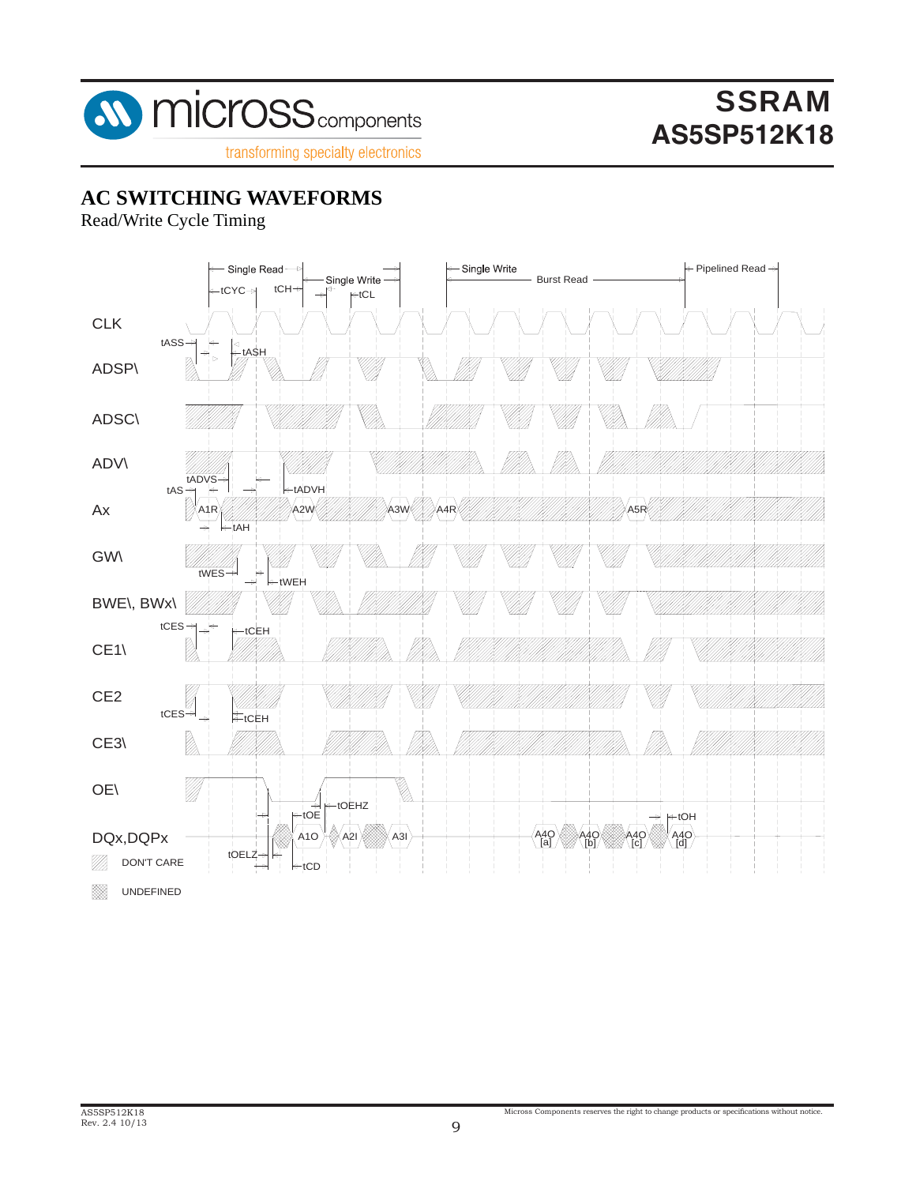## AC SWITCHING WAVEFORMS

Read/Write Cycle Timing

Single Read | Single Write | Single Write | Burst Read | Pipelined Read

tCYC tCH tCL

CLK

tASS tASH

ADSP\

ADSC\

ADV\

tADVS tADVH

tAS

Ax A1R A2W A3W A4R A5R

tAH

GW\

tWES tWEH

BWE\, BWx\

tCES tCEH

CE1\

CE2

tCES tCEH

CE3\

OE\

tOEHZ

tOE tOH

DQx,DQPx A1O A2I A3I A4O [a] A4O [b] A4O [c] A4O [d]

tOELZ tCD

DON'T CARE

UNDEFINED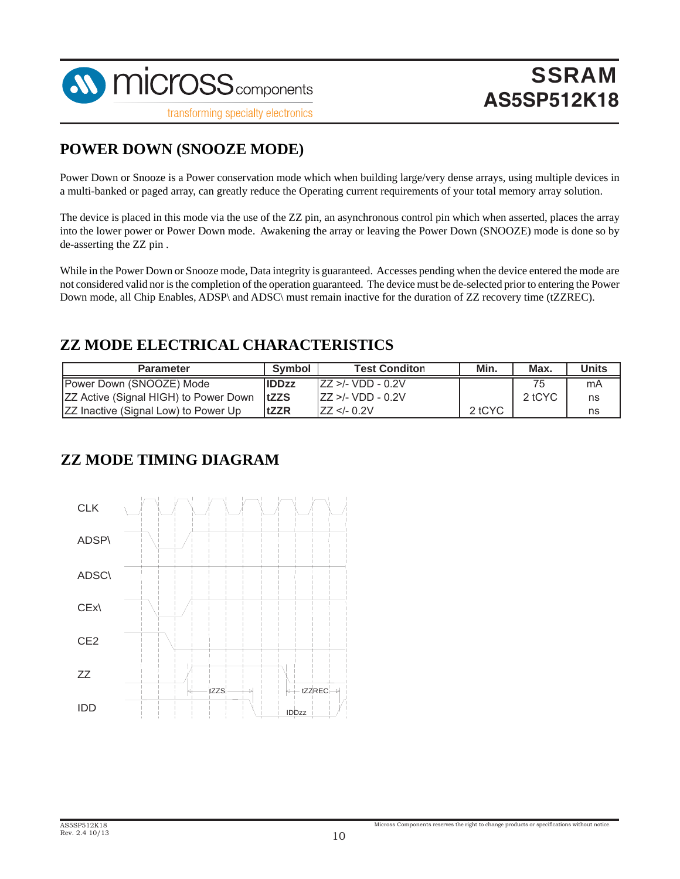## POWER DOWN (SNOOZE MODE)

Power Down or Snooze is a Power conservation mode which when building large/very dense arrays, using multiple devices in a multi-banked or paged array, can greatly reduce the Operating current requirements of your total memory array solution.

The device is placed in this mode via the use of the ZZ pin, an asynchronous control pin which when asserted, places the array into the lower power or Power Down mode. Awakening the array or leaving the Power Down (SNOOZE) mode is done so by de-asserting the ZZ pin .

While in the Power Down or Snooze mode, Data integrity is guaranteed. Accesses pending when the device entered the mode are not considered valid nor is the completion of the operation guaranteed. The device must be de-selected prior to entering the Power Down mode, all Chip Enables, ADSP\ and ADSC\ must remain inactive for the duration of ZZ recovery time (tZZREC).

## ZZ MODE ELECTRICAL CHARACTERISTICS

| Parameter | Symbol | Test Conditon | Min. | Max. | Units |
|---|---|---|---|---|---|
| Power Down (SNOOZE) Mode | **IDDzz** | ZZ >/- VDD - 0.2V | | 75 | mA |
| ZZ Active (Signal HIGH) to Power Down | **tZZS** | ZZ >/- VDD - 0.2V | | 2 tCYC | ns |
| ZZ Inactive (Signal Low) to Power Up | **tZZR** | ZZ </- 0.2V | 2 tCYC | | ns |

## ZZ MODE TIMING DIAGRAM

CLK

ADSP\

ADSC\

CEx\

CE2

ZZ

IDD

tZZS

tZZREC

IDDzz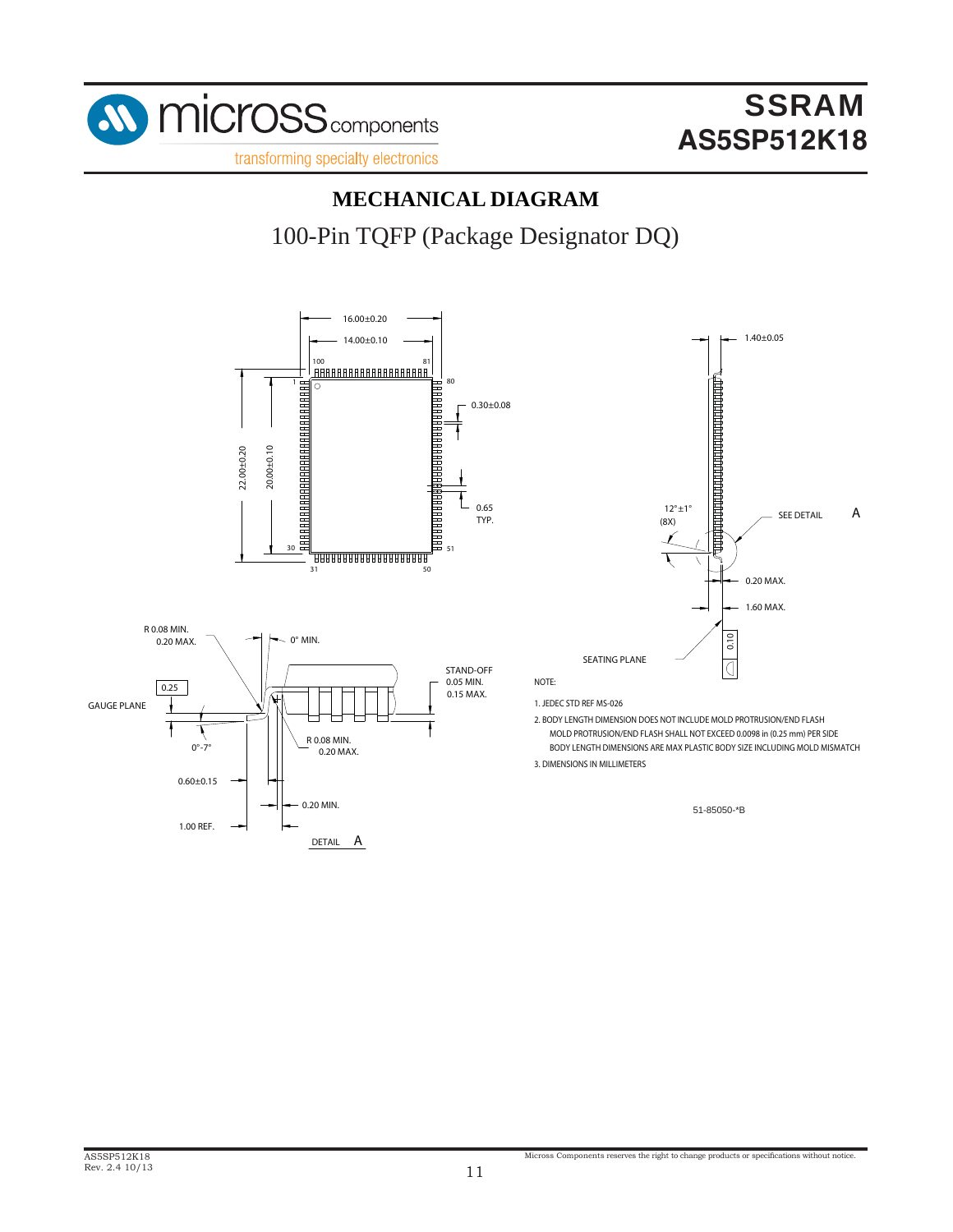## MECHANICAL DIAGRAM

100-Pin TQFP (Package Designator DQ)

16.00±0.20

14.00±0.10

100 81

1 80

0.30±0.08

22.00±0.20

20.00±0.10

0.65 TYP.

30 51

31 50

1.40±0.05

12°±1° (8X)

SEE DETAIL A

0.20 MAX.

1.60 MAX.

SEATING PLANE

0.10

R 0.08 MIN. 0.20 MAX.

0° MIN.

STAND-OFF 0.05 MIN. 0.15 MAX.

0.25

GAUGE PLANE

0°-7°

R 0.08 MIN. 0.20 MAX.

0.60±0.15

0.20 MIN.

1.00 REF.

DETAIL A

NOTE:

1. JEDEC STD REF MS-026
2. BODY LENGTH DIMENSION DOES NOT INCLUDE MOLD PROTRUSION/END FLASH
   MOLD PROTRUSION/END FLASH SHALL NOT EXCEED 0.0098 in (0.25 mm) PER SIDE
   BODY LENGTH DIMENSIONS ARE MAX PLASTIC BODY SIZE INCLUDING MOLD MISMATCH
3. DIMENSIONS IN MILLIMETERS

51-85050-*B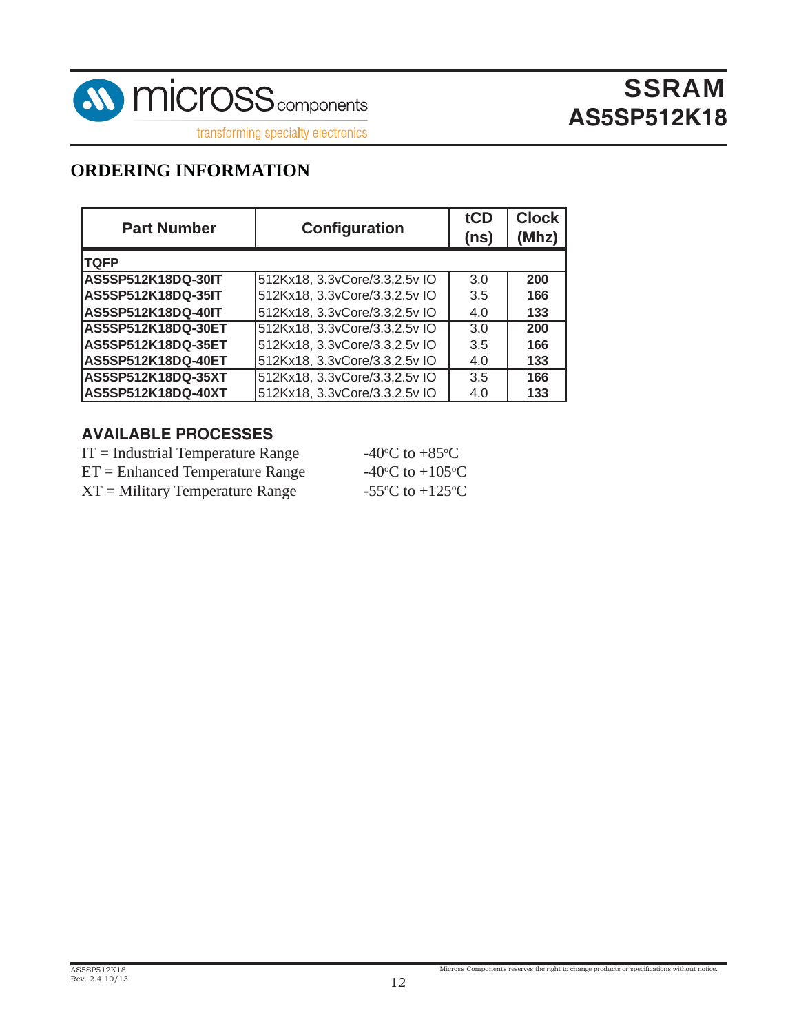## ORDERING INFORMATION

| Part Number | Configuration | tCD (ns) | Clock (Mhz) |
|---|---|---|---|
| **TQFP** | | | |
| **AS5SP512K18DQ-30IT** | 512Kx18, 3.3vCore/3.3,2.5v IO | 3.0 | **200** |
| **AS5SP512K18DQ-35IT** | 512Kx18, 3.3vCore/3.3,2.5v IO | 3.5 | **166** |
| **AS5SP512K18DQ-40IT** | 512Kx18, 3.3vCore/3.3,2.5v IO | 4.0 | **133** |
| **AS5SP512K18DQ-30ET** | 512Kx18, 3.3vCore/3.3,2.5v IO | 3.0 | **200** |
| **AS5SP512K18DQ-35ET** | 512Kx18, 3.3vCore/3.3,2.5v IO | 3.5 | **166** |
| **AS5SP512K18DQ-40ET** | 512Kx18, 3.3vCore/3.3,2.5v IO | 4.0 | **133** |
| **AS5SP512K18DQ-35XT** | 512Kx18, 3.3vCore/3.3,2.5v IO | 3.5 | **166** |
| **AS5SP512K18DQ-40XT** | 512Kx18, 3.3vCore/3.3,2.5v IO | 4.0 | **133** |

### AVAILABLE PROCESSES

IT = Industrial Temperature Range -40°C to +85°C
ET = Enhanced Temperature Range -40°C to +105°C
XT = Military Temperature Range -55°C to +125°C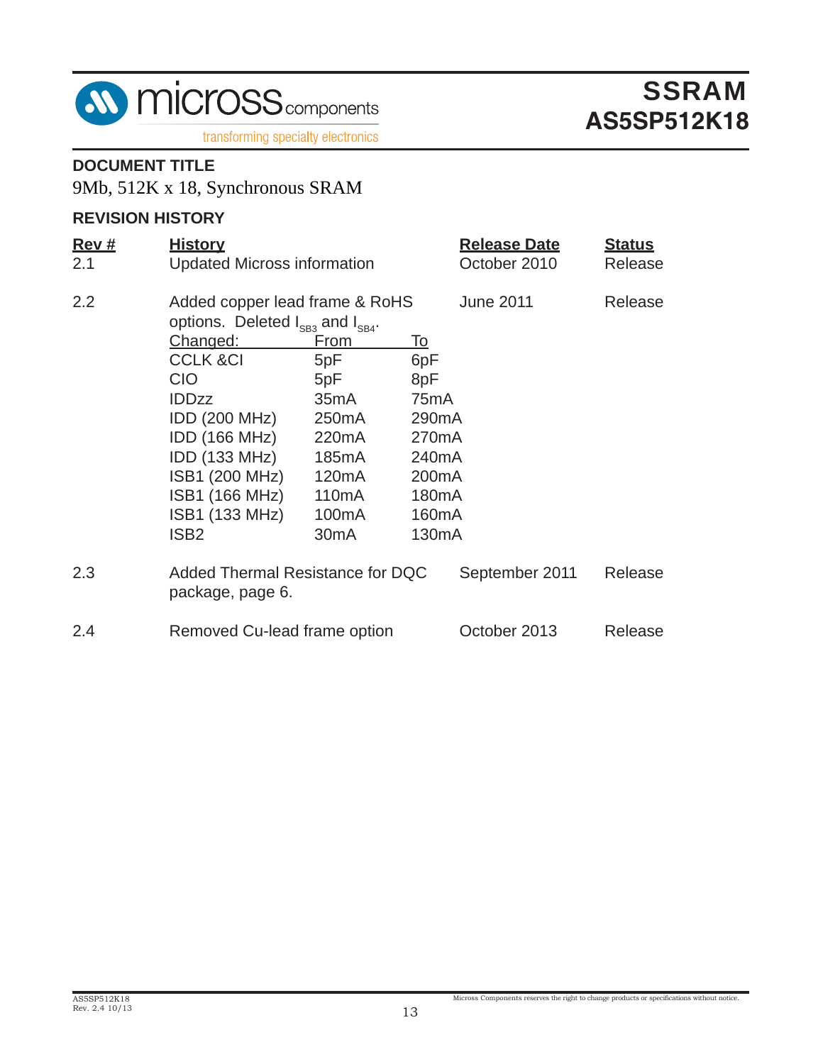**DOCUMENT TITLE**

9Mb, 512K x 18, Synchronous SRAM

**REVISION HISTORY**

| Rev # | History | Release Date | Status |
|---|---|---|---|
| 2.1 | Updated Micross information | October 2010 | Release |
| 2.2 | Added copper lead frame & RoHS options. Deleted $I_{SB3}$ and $I_{SB4}$. | June 2011 | Release |
| 2.3 | Added Thermal Resistance for DQC package, page 6. | September 2011 | Release |
| 2.4 | Removed Cu-lead frame option | October 2013 | Release |

Rev 2.2 changes:

| Changed: | From | To |
|---|---|---|
| CCLK &CI | 5pF | 6pF |
| CIO | 5pF | 8pF |
| IDDzz | 35mA | 75mA |
| IDD (200 MHz) | 250mA | 290mA |
| IDD (166 MHz) | 220mA | 270mA |
| IDD (133 MHz) | 185mA | 240mA |
| ISB1 (200 MHz) | 120mA | 200mA |
| ISB1 (166 MHz) | 110mA | 180mA |
| ISB1 (133 MHz) | 100mA | 160mA |
| ISB2 | 30mA | 130mA |